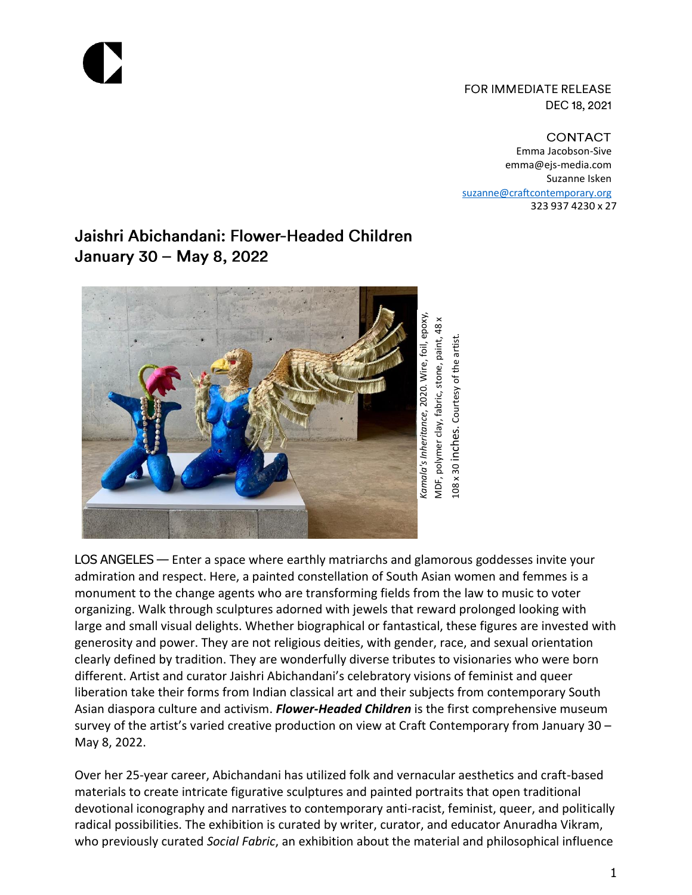FOR IMMEDIATE RELEASE
DEC 18, 2021

CONTACT
Emma Jacobson-Sive
emma@ejs-media.com
Suzanne Isken
suzanne@craftcontemporary.org
323 937 4230 x 27

## Jaishri Abichandani: Flower-Headed Children
## January 30 – May 8, 2022

*Kamala's Inheritance*, 2020. Wire, foil, epoxy, MDF, polymer clay, fabric, stone, paint, 48 x 108 x 30 inches. Courtesy of the artist.

LOS ANGELES — Enter a space where earthly matriarchs and glamorous goddesses invite your admiration and respect. Here, a painted constellation of South Asian women and femmes is a monument to the change agents who are transforming fields from the law to music to voter organizing. Walk through sculptures adorned with jewels that reward prolonged looking with large and small visual delights. Whether biographical or fantastical, these figures are invested with generosity and power. They are not religious deities, with gender, race, and sexual orientation clearly defined by tradition. They are wonderfully diverse tributes to visionaries who were born different. Artist and curator Jaishri Abichandani's celebratory visions of feminist and queer liberation take their forms from Indian classical art and their subjects from contemporary South Asian diaspora culture and activism. ***Flower-Headed Children*** is the first comprehensive museum survey of the artist's varied creative production on view at Craft Contemporary from January 30 – May 8, 2022.

Over her 25-year career, Abichandani has utilized folk and vernacular aesthetics and craft-based materials to create intricate figurative sculptures and painted portraits that open traditional devotional iconography and narratives to contemporary anti-racist, feminist, queer, and politically radical possibilities. The exhibition is curated by writer, curator, and educator Anuradha Vikram, who previously curated *Social Fabric*, an exhibition about the material and philosophical influence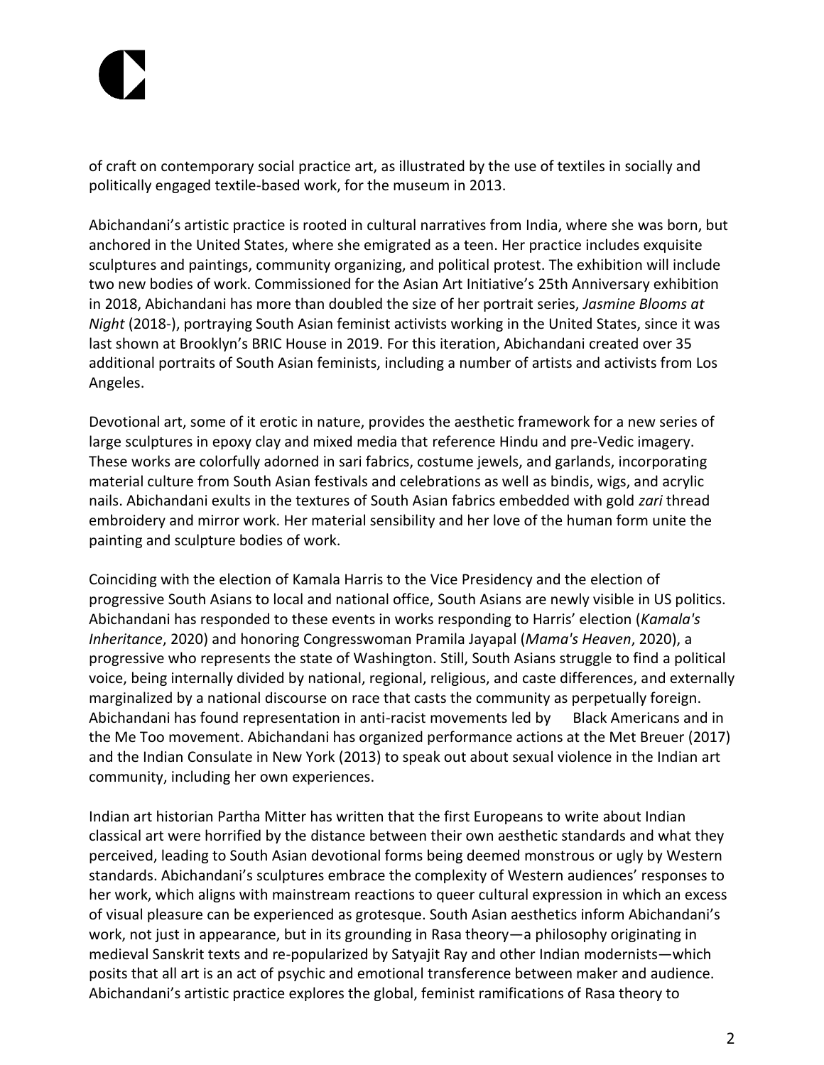of craft on contemporary social practice art, as illustrated by the use of textiles in socially and politically engaged textile-based work, for the museum in 2013.

Abichandani's artistic practice is rooted in cultural narratives from India, where she was born, but anchored in the United States, where she emigrated as a teen. Her practice includes exquisite sculptures and paintings, community organizing, and political protest. The exhibition will include two new bodies of work. Commissioned for the Asian Art Initiative's 25th Anniversary exhibition in 2018, Abichandani has more than doubled the size of her portrait series, *Jasmine Blooms at Night* (2018-), portraying South Asian feminist activists working in the United States, since it was last shown at Brooklyn's BRIC House in 2019. For this iteration, Abichandani created over 35 additional portraits of South Asian feminists, including a number of artists and activists from Los Angeles.

Devotional art, some of it erotic in nature, provides the aesthetic framework for a new series of large sculptures in epoxy clay and mixed media that reference Hindu and pre-Vedic imagery. These works are colorfully adorned in sari fabrics, costume jewels, and garlands, incorporating material culture from South Asian festivals and celebrations as well as bindis, wigs, and acrylic nails. Abichandani exults in the textures of South Asian fabrics embedded with gold *zari* thread embroidery and mirror work. Her material sensibility and her love of the human form unite the painting and sculpture bodies of work.

Coinciding with the election of Kamala Harris to the Vice Presidency and the election of progressive South Asians to local and national office, South Asians are newly visible in US politics. Abichandani has responded to these events in works responding to Harris' election (*Kamala's Inheritance*, 2020) and honoring Congresswoman Pramila Jayapal (*Mama's Heaven*, 2020), a progressive who represents the state of Washington. Still, South Asians struggle to find a political voice, being internally divided by national, regional, religious, and caste differences, and externally marginalized by a national discourse on race that casts the community as perpetually foreign. Abichandani has found representation in anti-racist movements led by Black Americans and in the Me Too movement. Abichandani has organized performance actions at the Met Breuer (2017) and the Indian Consulate in New York (2013) to speak out about sexual violence in the Indian art community, including her own experiences.

Indian art historian Partha Mitter has written that the first Europeans to write about Indian classical art were horrified by the distance between their own aesthetic standards and what they perceived, leading to South Asian devotional forms being deemed monstrous or ugly by Western standards. Abichandani's sculptures embrace the complexity of Western audiences' responses to her work, which aligns with mainstream reactions to queer cultural expression in which an excess of visual pleasure can be experienced as grotesque. South Asian aesthetics inform Abichandani's work, not just in appearance, but in its grounding in Rasa theory—a philosophy originating in medieval Sanskrit texts and re-popularized by Satyajit Ray and other Indian modernists—which posits that all art is an act of psychic and emotional transference between maker and audience. Abichandani's artistic practice explores the global, feminist ramifications of Rasa theory to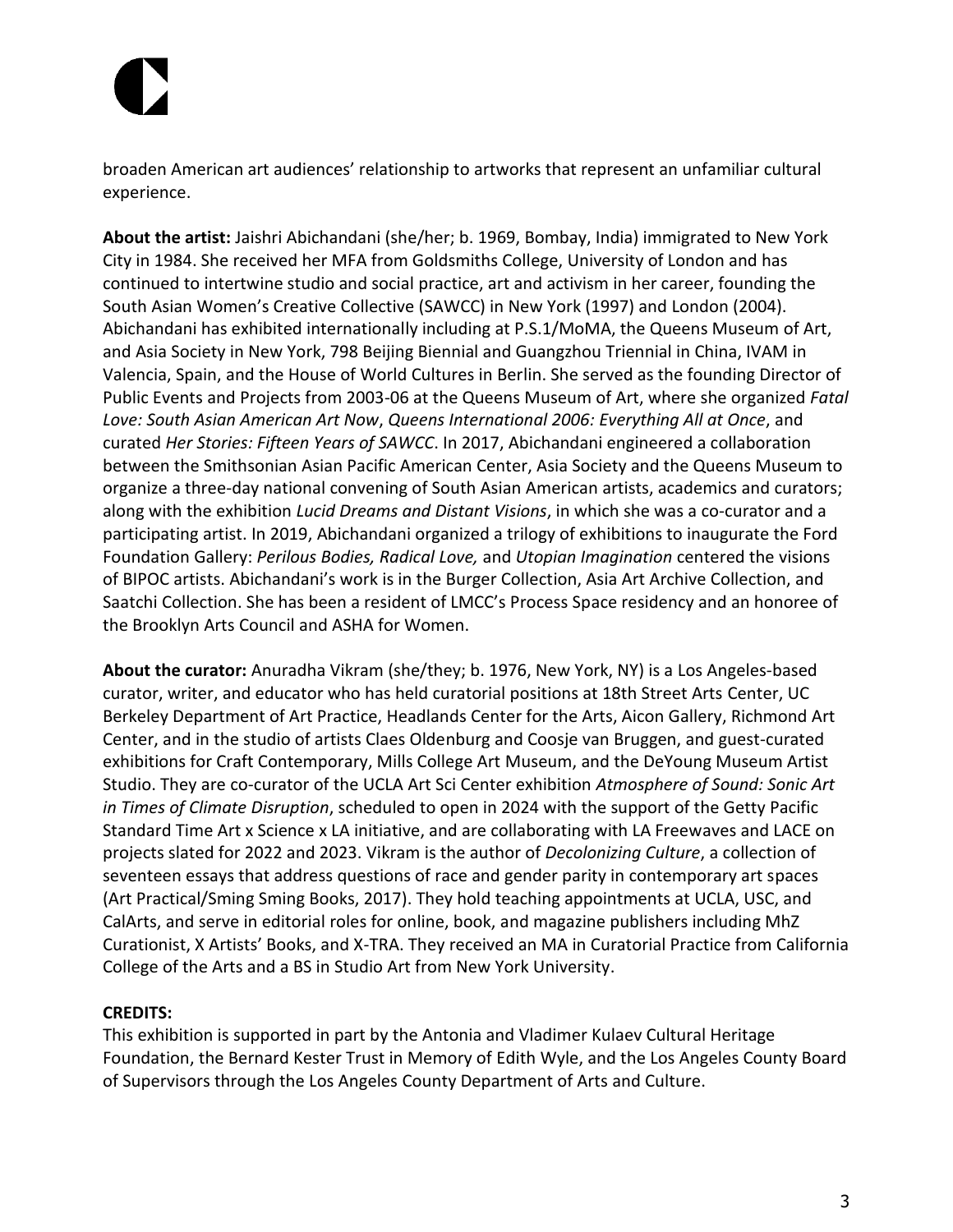broaden American art audiences' relationship to artworks that represent an unfamiliar cultural experience.

**About the artist:** Jaishri Abichandani (she/her; b. 1969, Bombay, India) immigrated to New York City in 1984. She received her MFA from Goldsmiths College, University of London and has continued to intertwine studio and social practice, art and activism in her career, founding the South Asian Women's Creative Collective (SAWCC) in New York (1997) and London (2004). Abichandani has exhibited internationally including at P.S.1/MoMA, the Queens Museum of Art, and Asia Society in New York, 798 Beijing Biennial and Guangzhou Triennial in China, IVAM in Valencia, Spain, and the House of World Cultures in Berlin. She served as the founding Director of Public Events and Projects from 2003-06 at the Queens Museum of Art, where she organized *Fatal Love: South Asian American Art Now*, *Queens International 2006: Everything All at Once*, and curated *Her Stories: Fifteen Years of SAWCC*. In 2017, Abichandani engineered a collaboration between the Smithsonian Asian Pacific American Center, Asia Society and the Queens Museum to organize a three-day national convening of South Asian American artists, academics and curators; along with the exhibition *Lucid Dreams and Distant Visions*, in which she was a co-curator and a participating artist. In 2019, Abichandani organized a trilogy of exhibitions to inaugurate the Ford Foundation Gallery: *Perilous Bodies, Radical Love,* and *Utopian Imagination* centered the visions of BIPOC artists. Abichandani's work is in the Burger Collection, Asia Art Archive Collection, and Saatchi Collection. She has been a resident of LMCC's Process Space residency and an honoree of the Brooklyn Arts Council and ASHA for Women.

**About the curator:** Anuradha Vikram (she/they; b. 1976, New York, NY) is a Los Angeles-based curator, writer, and educator who has held curatorial positions at 18th Street Arts Center, UC Berkeley Department of Art Practice, Headlands Center for the Arts, Aicon Gallery, Richmond Art Center, and in the studio of artists Claes Oldenburg and Coosje van Bruggen, and guest-curated exhibitions for Craft Contemporary, Mills College Art Museum, and the DeYoung Museum Artist Studio. They are co-curator of the UCLA Art Sci Center exhibition *Atmosphere of Sound: Sonic Art in Times of Climate Disruption*, scheduled to open in 2024 with the support of the Getty Pacific Standard Time Art x Science x LA initiative, and are collaborating with LA Freewaves and LACE on projects slated for 2022 and 2023. Vikram is the author of *Decolonizing Culture*, a collection of seventeen essays that address questions of race and gender parity in contemporary art spaces (Art Practical/Sming Sming Books, 2017). They hold teaching appointments at UCLA, USC, and CalArts, and serve in editorial roles for online, book, and magazine publishers including MhZ Curationist, X Artists' Books, and X-TRA. They received an MA in Curatorial Practice from California College of the Arts and a BS in Studio Art from New York University.

**CREDITS:**

This exhibition is supported in part by the Antonia and Vladimer Kulaev Cultural Heritage Foundation, the Bernard Kester Trust in Memory of Edith Wyle, and the Los Angeles County Board of Supervisors through the Los Angeles County Department of Arts and Culture.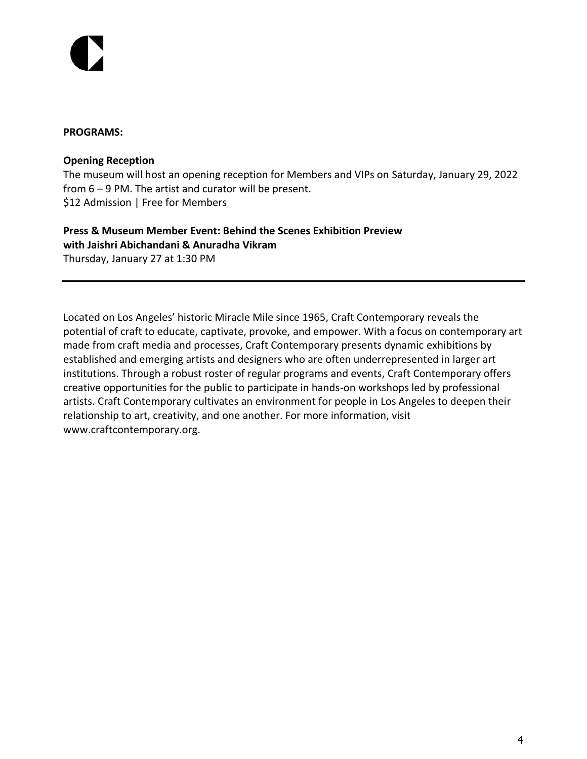**PROGRAMS:**

**Opening Reception**

The museum will host an opening reception for Members and VIPs on Saturday, January 29, 2022 from 6 – 9 PM. The artist and curator will be present.
$12 Admission | Free for Members

**Press & Museum Member Event: Behind the Scenes Exhibition Preview with Jaishri Abichandani & Anuradha Vikram**

Thursday, January 27 at 1:30 PM

---

Located on Los Angeles' historic Miracle Mile since 1965, Craft Contemporary reveals the potential of craft to educate, captivate, provoke, and empower. With a focus on contemporary art made from craft media and processes, Craft Contemporary presents dynamic exhibitions by established and emerging artists and designers who are often underrepresented in larger art institutions. Through a robust roster of regular programs and events, Craft Contemporary offers creative opportunities for the public to participate in hands-on workshops led by professional artists. Craft Contemporary cultivates an environment for people in Los Angeles to deepen their relationship to art, creativity, and one another. For more information, visit www.craftcontemporary.org.